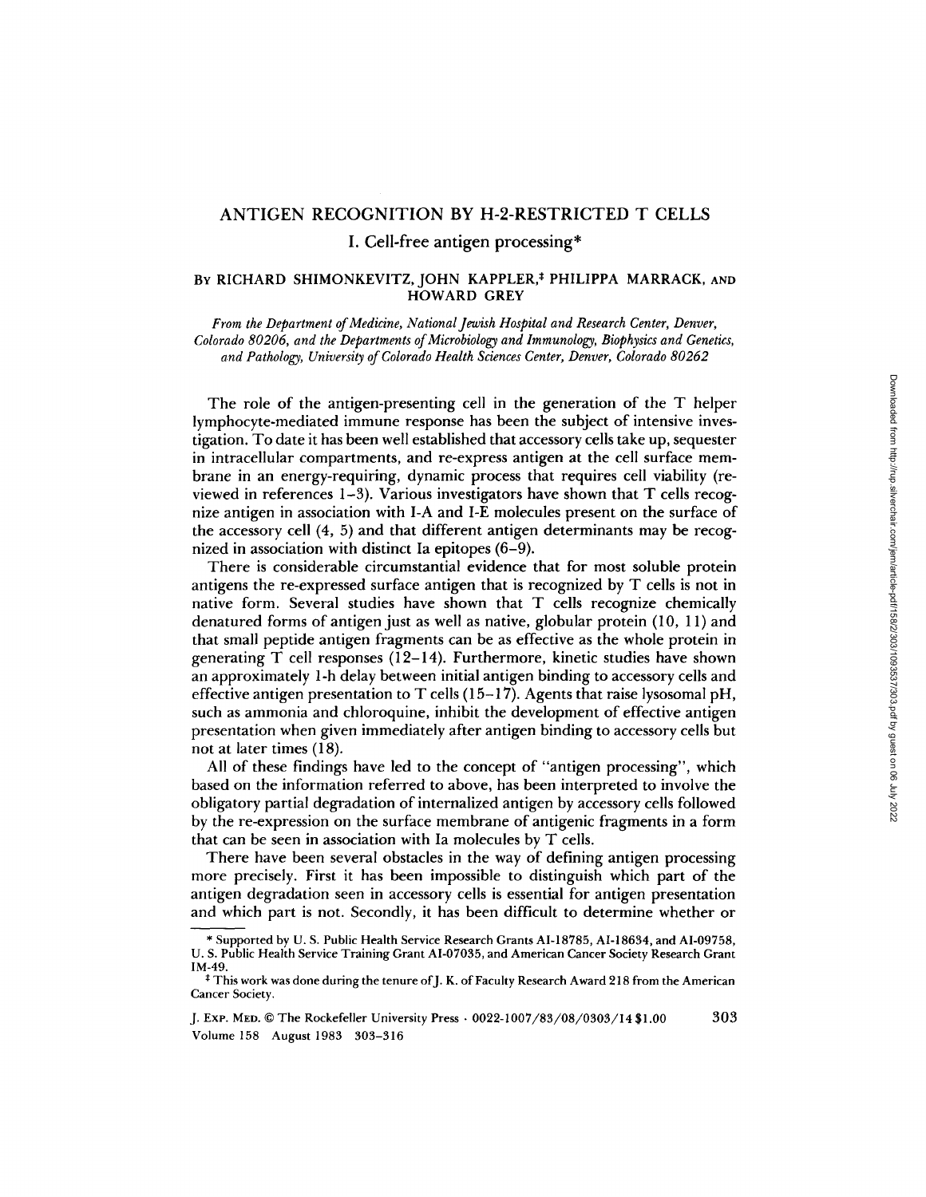# ANTIGEN RECOGNITION BY H-2-RESTRICTED T CELLS

## I. Cell-free antigen processing*

BY RICHARD SHIMONKEVITZ, JOHN KAPPLER,[‡] PHILIPPA MARRACK, AND HOWARD GREY

*From the Department of Medicine, National Jewish Hospital and Research Center, Denver, Colorado 80206, and the Departments of Microbiology and Immunology, Biophysics and Genetics, and Pathology, University of Colorado Health Sciences Center, Denver, Colorado 80262*

The role of the antigen-presenting cell in the generation of the T helper lymphocyte-mediated immune response has been the subject of intensive investigation. To date it has been well established that accessory cells take up, sequester in intracellular compartments, and re-express antigen at the cell surface membrane in an energy-requiring, dynamic process that requires cell viability (reviewed in references 1–3). Various investigators have shown that T cells recognize antigen in association with I-A and I-E molecules present on the surface of the accessory cell (4, 5) and that different antigen determinants may be recognized in association with distinct Ia epitopes (6–9).

There is considerable circumstantial evidence that for most soluble protein antigens the re-expressed surface antigen that is recognized by T cells is not in native form. Several studies have shown that T cells recognize chemically denatured forms of antigen just as well as native, globular protein (10, 11) and that small peptide antigen fragments can be as effective as the whole protein in generating T cell responses (12–14). Furthermore, kinetic studies have shown an approximately 1-h delay between initial antigen binding to accessory cells and effective antigen presentation to T cells (15–17). Agents that raise lysosomal pH, such as ammonia and chloroquine, inhibit the development of effective antigen presentation when given immediately after antigen binding to accessory cells but not at later times (18).

All of these findings have led to the concept of "antigen processing", which based on the information referred to above, has been interpreted to involve the obligatory partial degradation of internalized antigen by accessory cells followed by the re-expression on the surface membrane of antigenic fragments in a form that can be seen in association with Ia molecules by T cells.

There have been several obstacles in the way of defining antigen processing more precisely. First it has been impossible to distinguish which part of the antigen degradation seen in accessory cells is essential for antigen presentation and which part is not. Secondly, it has been difficult to determine whether or

\* Supported by U. S. Public Health Service Research Grants AI-18785, AI-18634, and AI-09758, U. S. Public Health Service Training Grant AI-07035, and American Cancer Society Research Grant IM-49.

[‡] This work was done during the tenure of J. K. of Faculty Research Award 218 from the American Cancer Society.

J. EXP. MED. © The Rockefeller University Press · 0022-1007/83/08/0303/14 $1.00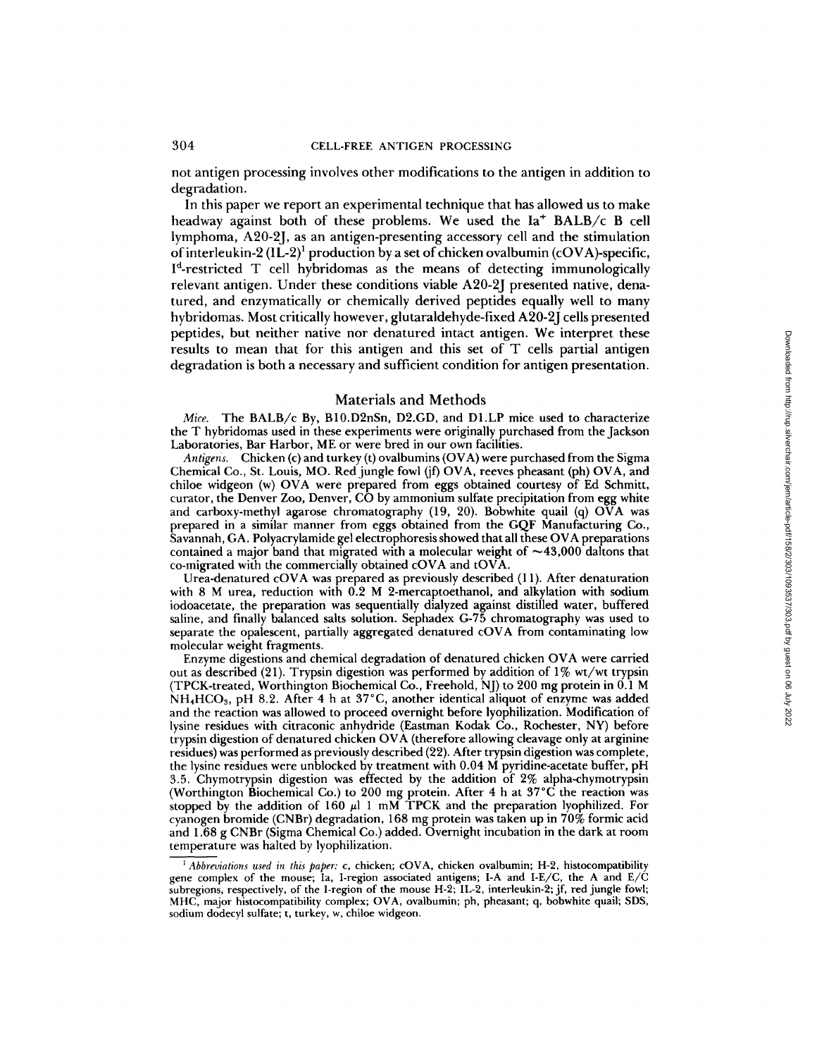not antigen processing involves other modifications to the antigen in addition to degradation.

In this paper we report an experimental technique that has allowed us to make headway against both of these problems. We used the Ia$^+$ BALB/c B cell lymphoma, A20-2J, as an antigen-presenting accessory cell and the stimulation of interleukin-2 (IL-2)[1] production by a set of chicken ovalbumin (cOVA)-specific, I$^d$-restricted T cell hybridomas as the means of detecting immunologically relevant antigen. Under these conditions viable A20-2J presented native, denatured, and enzymatically or chemically derived peptides equally well to many hybridomas. Most critically however, glutaraldehyde-fixed A20-2J cells presented peptides, but neither native nor denatured intact antigen. We interpret these results to mean that for this antigen and this set of T cells partial antigen degradation is both a necessary and sufficient condition for antigen presentation.

## Materials and Methods

*Mice.* The BALB/c By, B10.D2nSn, D2.GD, and D1.LP mice used to characterize the T hybridomas used in these experiments were originally purchased from the Jackson Laboratories, Bar Harbor, ME or were bred in our own facilities.

*Antigens.* Chicken (c) and turkey (t) ovalbumins (OVA) were purchased from the Sigma Chemical Co., St. Louis, MO. Red jungle fowl (jf) OVA, reeves pheasant (ph) OVA, and chiloe widgeon (w) OVA were prepared from eggs obtained courtesy of Ed Schmitt, curator, the Denver Zoo, Denver, CO by ammonium sulfate precipitation from egg white and carboxy-methyl agarose chromatography (19, 20). Bobwhite quail (q) OVA was prepared in a similar manner from eggs obtained from the GQF Manufacturing Co., Savannah, GA. Polyacrylamide gel electrophoresis showed that all these OVA preparations contained a major band that migrated with a molecular weight of ~43,000 daltons that co-migrated with the commercially obtained cOVA and tOVA.

Urea-denatured cOVA was prepared as previously described (11). After denaturation with 8 M urea, reduction with 0.2 M 2-mercaptoethanol, and alkylation with sodium iodoacetate, the preparation was sequentially dialyzed against distilled water, buffered saline, and finally balanced salts solution. Sephadex G-75 chromatography was used to separate the opalescent, partially aggregated denatured cOVA from contaminating low molecular weight fragments.

Enzyme digestions and chemical degradation of denatured chicken OVA were carried out as described (21). Trypsin digestion was performed by addition of 1% wt/wt trypsin (TPCK-treated, Worthington Biochemical Co., Freehold, NJ) to 200 mg protein in 0.1 M $NH_4HCO_3$, pH 8.2. After 4 h at 37°C, another identical aliquot of enzyme was added and the reaction was allowed to proceed overnight before lyophilization. Modification of lysine residues with citraconic anhydride (Eastman Kodak Co., Rochester, NY) before trypsin digestion of denatured chicken OVA (therefore allowing cleavage only at arginine residues) was performed as previously described (22). After trypsin digestion was complete, the lysine residues were unblocked by treatment with 0.04 M pyridine-acetate buffer, pH 3.5. Chymotrypsin digestion was effected by the addition of 2% alpha-chymotrypsin (Worthington Biochemical Co.) to 200 mg protein. After 4 h at 37°C the reaction was stopped by the addition of 160 μl 1 mM TPCK and the preparation lyophilized. For cyanogen bromide (CNBr) degradation, 168 mg protein was taken up in 70% formic acid and 1.68 g CNBr (Sigma Chemical Co.) added. Overnight incubation in the dark at room temperature was halted by lyophilization.

[1] *Abbreviations used in this paper:* c, chicken; cOVA, chicken ovalbumin; H-2, histocompatibility gene complex of the mouse; Ia, I-region associated antigens; I-A and I-E/C, the A and E/C subregions, respectively, of the I-region of the mouse H-2; IL-2, interleukin-2; jf, red jungle fowl; MHC, major histocompatibility complex; OVA, ovalbumin; ph, pheasant; q, bobwhite quail; SDS, sodium dodecyl sulfate; t, turkey, w, chiloe widgeon.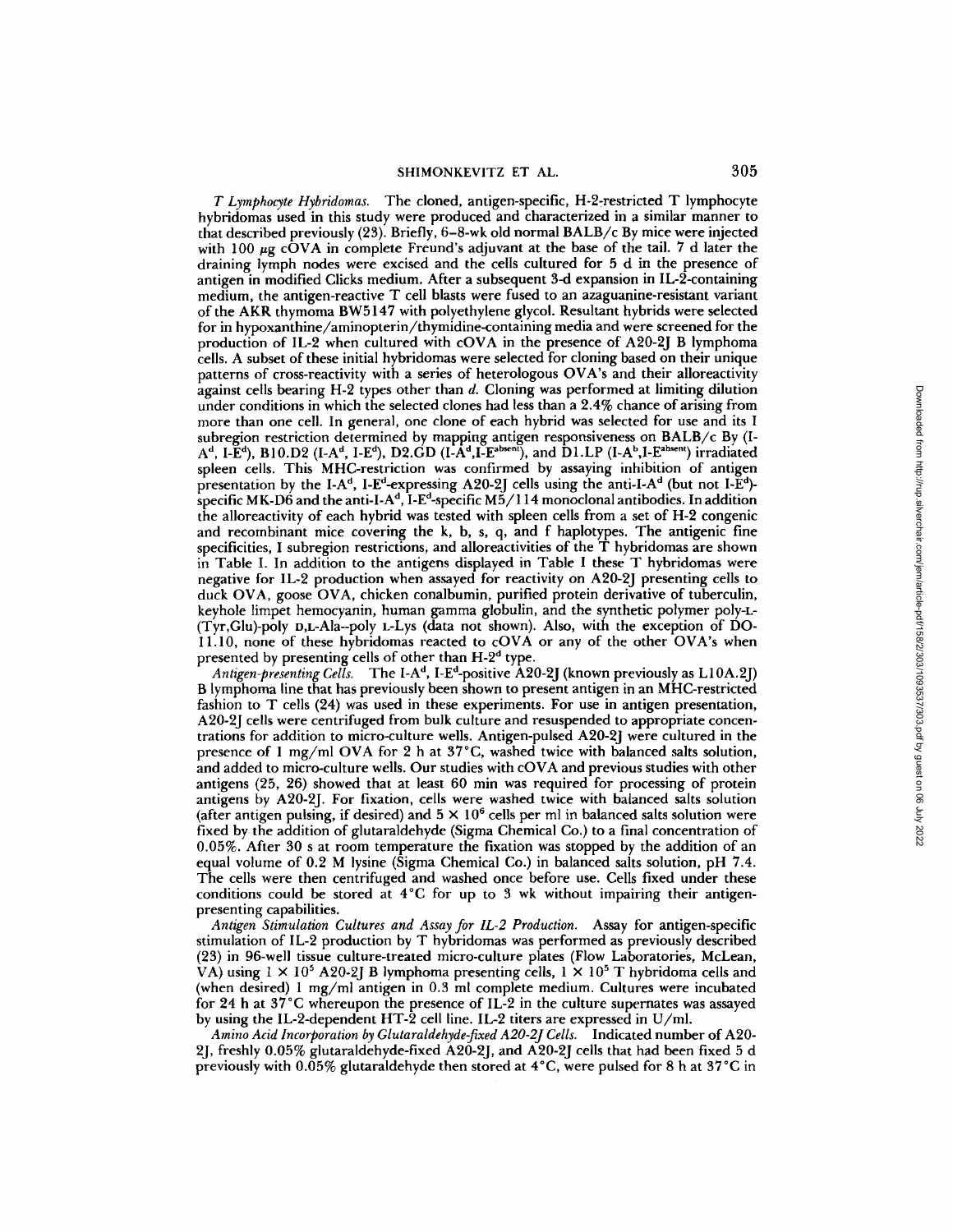*T Lymphocyte Hybridomas.* The cloned, antigen-specific, H-2-restricted T lymphocyte hybridomas used in this study were produced and characterized in a similar manner to that described previously (23). Briefly, 6–8-wk old normal BALB/c By mice were injected with 100 μg cOVA in complete Freund's adjuvant at the base of the tail. 7 d later the draining lymph nodes were excised and the cells cultured for 5 d in the presence of antigen in modified Clicks medium. After a subsequent 3-d expansion in IL-2-containing medium, the antigen-reactive T cell blasts were fused to an azaguanine-resistant variant of the AKR thymoma BW5147 with polyethylene glycol. Resultant hybrids were selected for in hypoxanthine/aminopterin/thymidine-containing media and were screened for the production of IL-2 when cultured with cOVA in the presence of A20-2J B lymphoma cells. A subset of these initial hybridomas were selected for cloning based on their unique patterns of cross-reactivity with a series of heterologous OVA's and their alloreactivity against cells bearing H-2 types other than *d*. Cloning was performed at limiting dilution under conditions in which the selected clones had less than a 2.4% chance of arising from more than one cell. In general, one clone of each hybrid was selected for use and its I subregion restriction determined by mapping antigen responsiveness on BALB/c By (I-$A^d$, I-$E^d$), B10.D2 (I-$A^d$, I-$E^d$), D2.GD (I-$A^d$,I-$E^{absent}$), and D1.LP (I-$A^b$,I-$E^{absent}$) irradiated spleen cells. This MHC-restriction was confirmed by assaying inhibition of antigen presentation by the I-$A^d$, I-$E^d$-expressing A20-2J cells using the anti-I-$A^d$ (but not I-$E^d$)-specific MK-D6 and the anti-I-$A^d$, I-$E^d$-specific M5/114 monoclonal antibodies. In addition the alloreactivity of each hybrid was tested with spleen cells from a set of H-2 congenic and recombinant mice covering the k, b, s, q, and f haplotypes. The antigenic fine specificities, I subregion restrictions, and alloreactivities of the T hybridomas are shown in Table I. In addition to the antigens displayed in Table I these T hybridomas were negative for IL-2 production when assayed for reactivity on A20-2J presenting cells to duck OVA, goose OVA, chicken conalbumin, purified protein derivative of tuberculin, keyhole limpet hemocyanin, human gamma globulin, and the synthetic polymer poly-L-(Tyr,Glu)-poly D,L-Ala--poly L-Lys (data not shown). Also, with the exception of DO-11.10, none of these hybridomas reacted to cOVA or any of the other OVA's when presented by presenting cells of other than H-$2^d$ type.

*Antigen-presenting Cells.* The I-$A^d$, I-$E^d$-positive A20-2J (known previously as L10A.2J) B lymphoma line that has previously been shown to present antigen in an MHC-restricted fashion to T cells (24) was used in these experiments. For use in antigen presentation, A20-2J cells were centrifuged from bulk culture and resuspended to appropriate concentrations for addition to micro-culture wells. Antigen-pulsed A20-2J were cultured in the presence of 1 mg/ml OVA for 2 h at 37°C, washed twice with balanced salts solution, and added to micro-culture wells. Our studies with cOVA and previous studies with other antigens (25, 26) showed that at least 60 min was required for processing of protein antigens by A20-2J. For fixation, cells were washed twice with balanced salts solution (after antigen pulsing, if desired) and $5 \times 10^6$ cells per ml in balanced salts solution were fixed by the addition of glutaraldehyde (Sigma Chemical Co.) to a final concentration of 0.05%. After 30 s at room temperature the fixation was stopped by the addition of an equal volume of 0.2 M lysine (Sigma Chemical Co.) in balanced salts solution, pH 7.4. The cells were then centrifuged and washed once before use. Cells fixed under these conditions could be stored at 4°C for up to 3 wk without impairing their antigen-presenting capabilities.

*Antigen Stimulation Cultures and Assay for IL-2 Production.* Assay for antigen-specific stimulation of IL-2 production by T hybridomas was performed as previously described (23) in 96-well tissue culture-treated micro-culture plates (Flow Laboratories, McLean, VA) using $1 \times 10^5$ A20-2J B lymphoma presenting cells, $1 \times 10^5$ T hybridoma cells and (when desired) 1 mg/ml antigen in 0.3 ml complete medium. Cultures were incubated for 24 h at 37°C whereupon the presence of IL-2 in the culture supernates was assayed by using the IL-2-dependent HT-2 cell line. IL-2 titers are expressed in U/ml.

*Amino Acid Incorporation by Glutaraldehyde-fixed A20-2J Cells.* Indicated number of A20-2J, freshly 0.05% glutaraldehyde-fixed A20-2J, and A20-2J cells that had been fixed 5 d previously with 0.05% glutaraldehyde then stored at 4°C, were pulsed for 8 h at 37°C in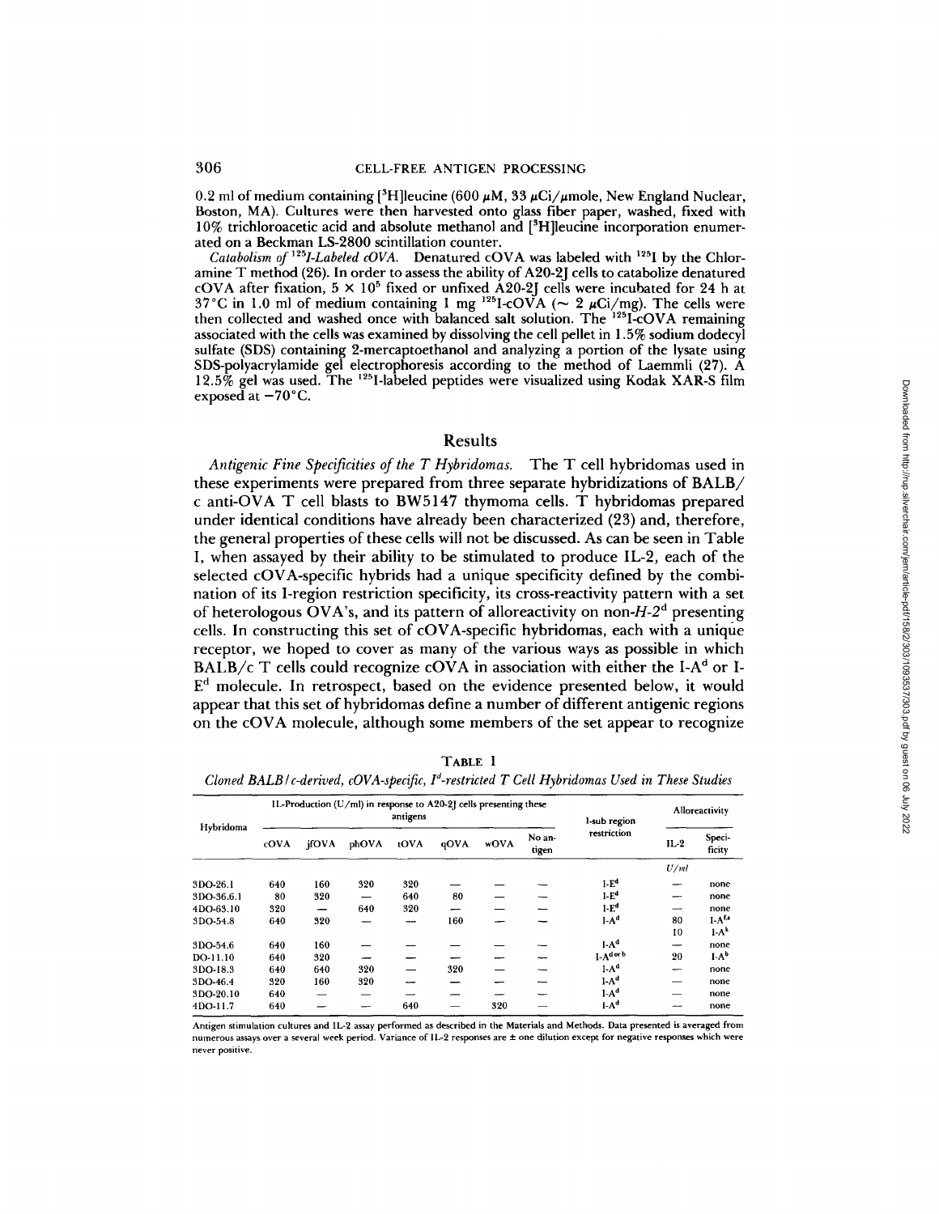0.2 ml of medium containing [$^3$H]leucine (600 μM, 33 μCi/μmole, New England Nuclear, Boston, MA). Cultures were then harvested onto glass fiber paper, washed, fixed with 10% trichloroacetic acid and absolute methanol and [$^3$H]leucine incorporation enumerated on a Beckman LS-2800 scintillation counter.

*Catabolism of $^{125}$I-Labeled cOVA.* Denatured cOVA was labeled with $^{125}$I by the Chloramine T method (26). In order to assess the ability of A20-2J cells to catabolize denatured cOVA after fixation, $5 \times 10^5$ fixed or unfixed A20-2J cells were incubated for 24 h at 37°C in 1.0 ml of medium containing 1 mg $^{125}$I-cOVA (~ 2 μCi/mg). The cells were then collected and washed once with balanced salt solution. The $^{125}$I-cOVA remaining associated with the cells was examined by dissolving the cell pellet in 1.5% sodium dodecyl sulfate (SDS) containing 2-mercaptoethanol and analyzing a portion of the lysate using SDS-polyacrylamide gel electrophoresis according to the method of Laemmli (27). A 12.5% gel was used. The $^{125}$I-labeled peptides were visualized using Kodak XAR-S film exposed at −70°C.

## Results

*Antigenic Fine Specificities of the T Hybridomas.* The T cell hybridomas used in these experiments were prepared from three separate hybridizations of BALB/c anti-OVA T cell blasts to BW5147 thymoma cells. T hybridomas prepared under identical conditions have already been characterized (23) and, therefore, the general properties of these cells will not be discussed. As can be seen in Table I, when assayed by their ability to be stimulated to produce IL-2, each of the selected cOVA-specific hybrids had a unique specificity defined by the combination of its I-region restriction specificity, its cross-reactivity pattern with a set of heterologous OVA's, and its pattern of alloreactivity on non-*H-2*$^d$ presenting cells. In constructing this set of cOVA-specific hybridomas, each with a unique receptor, we hoped to cover as many of the various ways as possible in which BALB/c T cells could recognize cOVA in association with either the I-A$^d$ or I-E$^d$ molecule. In retrospect, based on the evidence presented below, it would appear that this set of hybridomas define a number of different antigenic regions on the cOVA molecule, although some members of the set appear to recognize

TABLE I

*Cloned BALB/c-derived, cOVA-specific, I$^d$-restricted T Cell Hybridomas Used in These Studies*

| Hybridoma | IL-Production (U/ml) in response to A20-2J cells presenting these antigens | | | | | | | I-sub region restriction | Alloreactivity | |
|---|---|---|---|---|---|---|---|---|---|---|
| | cOVA | jfOVA | phOVA | tOVA | qOVA | wOVA | No antigen | | IL-2 | Specificity |
| | | | | | | | | | *U/ml* | |
| 3DO-26.1 | 640 | 160 | 320 | 320 | — | — | — | I-E$^d$ | — | none |
| 3DO-36.6.1 | 80 | 320 | — | 640 | 80 | — | — | I-E$^d$ | — | none |
| 4DO-63.10 | 320 | — | 640 | 320 | — | — | — | I-E$^d$ | — | none |
| 3DO-54.8 | 640 | 320 | — | — | 160 | — | — | I-A$^d$ | 80 | I-A$^{f,s}$ |
| | | | | | | | | | 10 | I-A$^k$ |
| 3DO-54.6 | 640 | 160 | — | — | — | — | — | I-A$^d$ | — | none |
| DO-11.10 | 640 | 320 | — | — | — | — | — | I-A$^{d\ or\ b}$ | 20 | I-A$^b$ |
| 3DO-18.3 | 640 | 640 | 320 | — | 320 | — | — | I-A$^d$ | — | none |
| 3DO-46.4 | 320 | 160 | 320 | — | — | — | — | I-A$^d$ | — | none |
| 3DO-20.10 | 640 | — | — | — | — | — | — | I-A$^d$ | — | none |
| 4DO-11.7 | 640 | — | — | 640 | — | 320 | — | I-A$^d$ | — | none |

Antigen stimulation cultures and IL-2 assay performed as described in the Materials and Methods. Data presented is averaged from numerous assays over a several week period. Variance of IL-2 responses are ± one dilution except for negative responses which were never positive.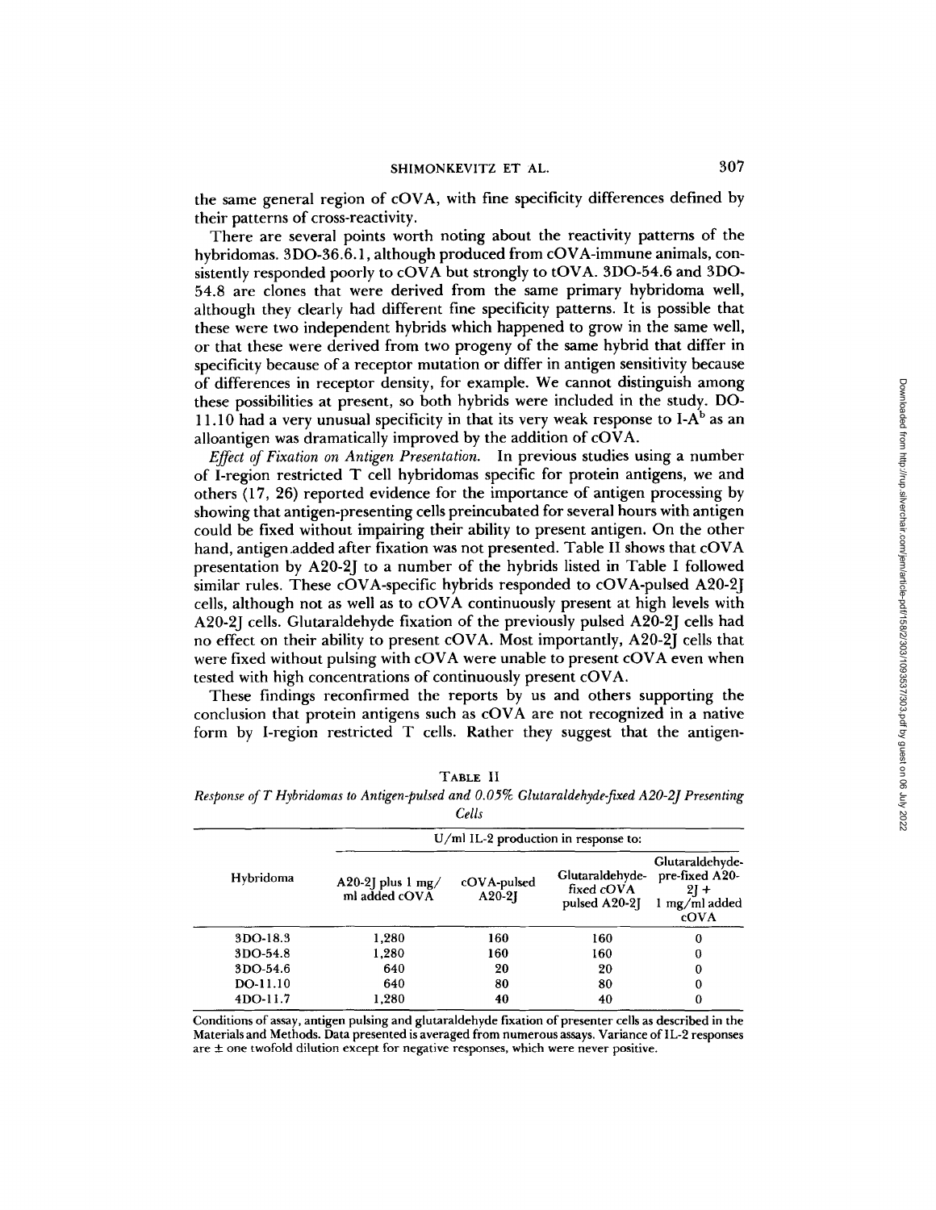the same general region of cOVA, with fine specificity differences defined by their patterns of cross-reactivity.

There are several points worth noting about the reactivity patterns of the hybridomas. 3DO-36.6.1, although produced from cOVA-immune animals, consistently responded poorly to cOVA but strongly to tOVA. 3DO-54.6 and 3DO-54.8 are clones that were derived from the same primary hybridoma well, although they clearly had different fine specificity patterns. It is possible that these were two independent hybrids which happened to grow in the same well, or that these were derived from two progeny of the same hybrid that differ in specificity because of a receptor mutation or differ in antigen sensitivity because of differences in receptor density, for example. We cannot distinguish among these possibilities at present, so both hybrids were included in the study. DO-11.10 had a very unusual specificity in that its very weak response to I-A$^b$ as an alloantigen was dramatically improved by the addition of cOVA.

*Effect of Fixation on Antigen Presentation.* In previous studies using a number of I-region restricted T cell hybridomas specific for protein antigens, we and others (17, 26) reported evidence for the importance of antigen processing by showing that antigen-presenting cells preincubated for several hours with antigen could be fixed without impairing their ability to present antigen. On the other hand, antigen added after fixation was not presented. Table II shows that cOVA presentation by A20-2J to a number of the hybrids listed in Table I followed similar rules. These cOVA-specific hybrids responded to cOVA-pulsed A20-2J cells, although not as well as to cOVA continuously present at high levels with A20-2J cells. Glutaraldehyde fixation of the previously pulsed A20-2J cells had no effect on their ability to present cOVA. Most importantly, A20-2J cells that were fixed without pulsing with cOVA were unable to present cOVA even when tested with high concentrations of continuously present cOVA.

These findings reconfirmed the reports by us and others supporting the conclusion that protein antigens such as cOVA are not recognized in a native form by I-region restricted T cells. Rather they suggest that the antigen-

TABLE II
*Response of T Hybridomas to Antigen-pulsed and 0.05% Glutaraldehyde-fixed A20-2J Presenting Cells*

| Hybridoma | U/ml IL-2 production in response to: | | | |
|---|---|---|---|---|
| | A20-2J plus 1 mg/ml added cOVA | cOVA-pulsed A20-2J | Glutaraldehyde-fixed cOVA pulsed A20-2J | Glutaraldehyde-pre-fixed A20-2J + 1 mg/ml added cOVA |
| 3DO-18.3 | 1,280 | 160 | 160 | 0 |
| 3DO-54.8 | 1,280 | 160 | 160 | 0 |
| 3DO-54.6 | 640 | 20 | 20 | 0 |
| DO-11.10 | 640 | 80 | 80 | 0 |
| 4DO-11.7 | 1,280 | 40 | 40 | 0 |

Conditions of assay, antigen pulsing and glutaraldehyde fixation of presenter cells as described in the Materials and Methods. Data presented is averaged from numerous assays. Variance of IL-2 responses are ± one twofold dilution except for negative responses, which were never positive.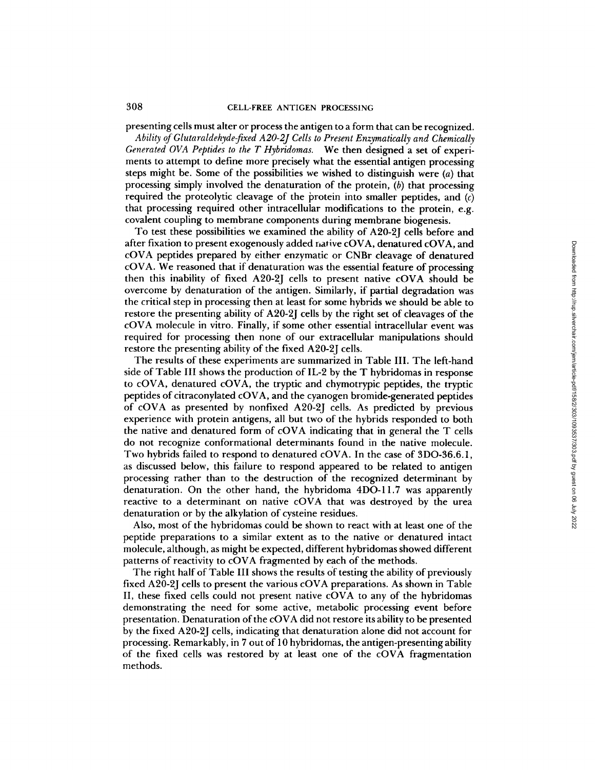presenting cells must alter or process the antigen to a form that can be recognized.

*Ability of Glutaraldehyde-fixed A20-2J Cells to Present Enzymatically and Chemically Generated OVA Peptides to the T Hybridomas.* We then designed a set of experiments to attempt to define more precisely what the essential antigen processing steps might be. Some of the possibilities we wished to distinguish were (*a*) that processing simply involved the denaturation of the protein, (*b*) that processing required the proteolytic cleavage of the protein into smaller peptides, and (*c*) that processing required other intracellular modifications to the protein, e.g. covalent coupling to membrane components during membrane biogenesis.

To test these possibilities we examined the ability of A20-2J cells before and after fixation to present exogenously added native cOVA, denatured cOVA, and cOVA peptides prepared by either enzymatic or CNBr cleavage of denatured cOVA. We reasoned that if denaturation was the essential feature of processing then this inability of fixed A20-2J cells to present native cOVA should be overcome by denaturation of the antigen. Similarly, if partial degradation was the critical step in processing then at least for some hybrids we should be able to restore the presenting ability of A20-2J cells by the right set of cleavages of the cOVA molecule in vitro. Finally, if some other essential intracellular event was required for processing then none of our extracellular manipulations should restore the presenting ability of the fixed A20-2J cells.

The results of these experiments are summarized in Table III. The left-hand side of Table III shows the production of IL-2 by the T hybridomas in response to cOVA, denatured cOVA, the tryptic and chymotrypic peptides, the tryptic peptides of citraconylated cOVA, and the cyanogen bromide-generated peptides of cOVA as presented by nonfixed A20-2J cells. As predicted by previous experience with protein antigens, all but two of the hybrids responded to both the native and denatured form of cOVA indicating that in general the T cells do not recognize conformational determinants found in the native molecule. Two hybrids failed to respond to denatured cOVA. In the case of 3DO-36.6.1, as discussed below, this failure to respond appeared to be related to antigen processing rather than to the destruction of the recognized determinant by denaturation. On the other hand, the hybridoma 4DO-11.7 was apparently reactive to a determinant on native cOVA that was destroyed by the urea denaturation or by the alkylation of cysteine residues.

Also, most of the hybridomas could be shown to react with at least one of the peptide preparations to a similar extent as to the native or denatured intact molecule, although, as might be expected, different hybridomas showed different patterns of reactivity to cOVA fragmented by each of the methods.

The right half of Table III shows the results of testing the ability of previously fixed A20-2J cells to present the various cOVA preparations. As shown in Table II, these fixed cells could not present native cOVA to any of the hybridomas demonstrating the need for some active, metabolic processing event before presentation. Denaturation of the cOVA did not restore its ability to be presented by the fixed A20-2J cells, indicating that denaturation alone did not account for processing. Remarkably, in 7 out of 10 hybridomas, the antigen-presenting ability of the fixed cells was restored by at least one of the cOVA fragmentation methods.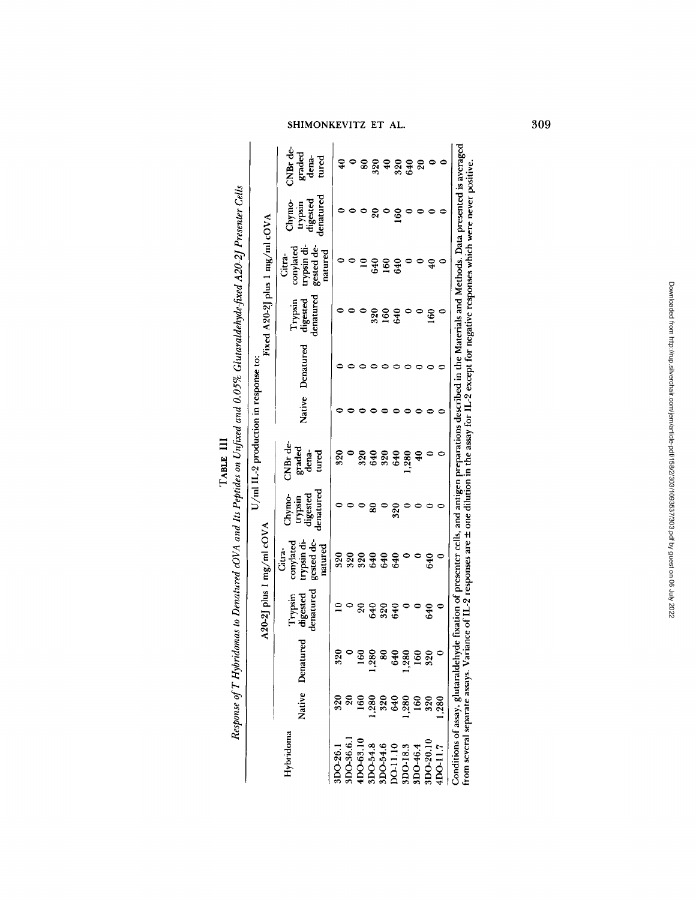TABLE III

*Response of T Hybridomas to Denatured cOVA and Its Peptides on Unfixed and 0.05% Glutaraldehyde-fixed A20-2J Presenter Cells*

| Hybridoma | U/ml IL-2 production in response to: | | | | | | | | | | | |
|---|---|---|---|---|---|---|---|---|---|---|---|---|
| | A20-2J plus 1 mg/ml cOVA | | | | | | Fixed A20-2J plus 1 mg/ml cOVA | | | | | |
| | Native | Denatured | Trypsin digested denatured | Citraconylated trypsin digested denatured | Chymotrypsin digested denatured | CNBr degraded denatured | Native | Denatured | Trypsin digested denatured | Citraconylated trypsin digested denatured | Chymotrypsin digested denatured | CNBr degraded denatured |
| 3DO-26.1 | 320 | 320 | 10 | 320 | 0 | 320 | 0 | 0 | 0 | 0 | 0 | 40 |
| 3DO-36.6.1 | 20 | 0 | 0 | 320 | 0 | 0 | 0 | 0 | 0 | 0 | 0 | 0 |
| 4DO-63.10 | 160 | 160 | 20 | 320 | 0 | 320 | 0 | 0 | 0 | 10 | 0 | 80 |
| 3DO-54.8 | 1,280 | 1,280 | 640 | 640 | 80 | 640 | 0 | 0 | 320 | 640 | 20 | 320 |
| 3DO-54.6 | 320 | 80 | 320 | 640 | 0 | 320 | 0 | 0 | 160 | 160 | 0 | 40 |
| DO-11.10 | 640 | 640 | 640 | 640 | 320 | 640 | 0 | 0 | 640 | 640 | 160 | 320 |
| 3DO-18.3 | 1,280 | 1,280 | 0 | 0 | 0 | 1,280 | 0 | 0 | 0 | 0 | 0 | 640 |
| 3DO-46.4 | 160 | 160 | 0 | 0 | 0 | 40 | 0 | 0 | 0 | 0 | 0 | 20 |
| 3DO-20.10 | 320 | 320 | 640 | 640 | 0 | 0 | 0 | 0 | 160 | 40 | 0 | 0 |
| 4DO-11.7 | 1,280 | 0 | 0 | 0 | 0 | 0 | 0 | 0 | 0 | 0 | 0 | 0 |

Conditions of assay, glutaraldehyde fixation of presenter cells, and antigen preparations described in the Materials and Methods. Data presented is averaged from several separate assays. Variance of IL-2 responses are ± one dilution in the assay for IL-2 except for negative responses which were never positive.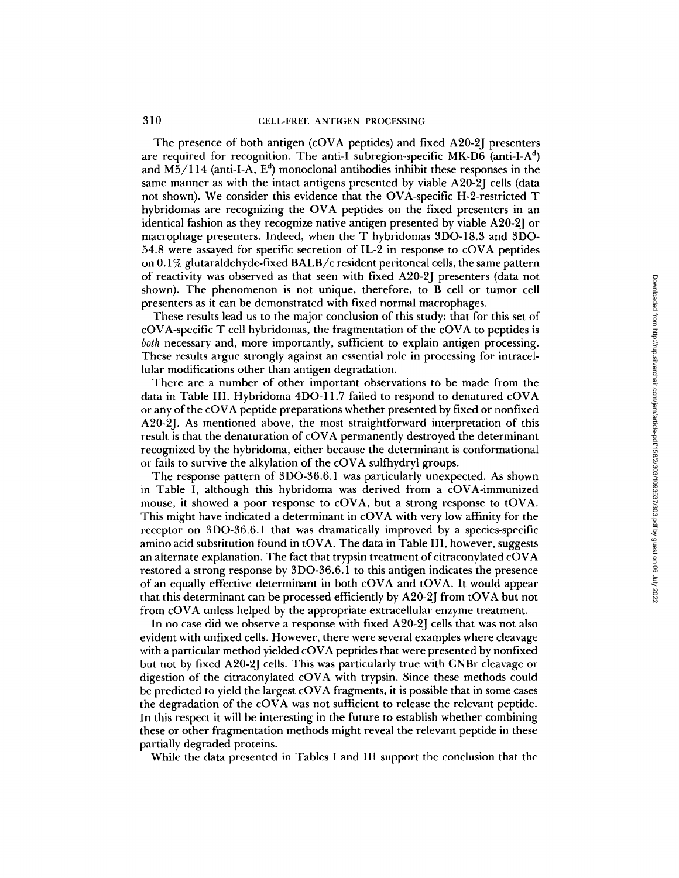The presence of both antigen (cOVA peptides) and fixed A20-2J presenters are required for recognition. The anti-I subregion-specific MK-D6 (anti-I-$A^d$) and M5/114 (anti-I-A, $E^d$) monoclonal antibodies inhibit these responses in the same manner as with the intact antigens presented by viable A20-2J cells (data not shown). We consider this evidence that the OVA-specific H-2-restricted T hybridomas are recognizing the OVA peptides on the fixed presenters in an identical fashion as they recognize native antigen presented by viable A20-2J or macrophage presenters. Indeed, when the T hybridomas 3DO-18.3 and 3DO-54.8 were assayed for specific secretion of IL-2 in response to cOVA peptides on 0.1% glutaraldehyde-fixed BALB/c resident peritoneal cells, the same pattern of reactivity was observed as that seen with fixed A20-2J presenters (data not shown). The phenomenon is not unique, therefore, to B cell or tumor cell presenters as it can be demonstrated with fixed normal macrophages.

These results lead us to the major conclusion of this study: that for this set of cOVA-specific T cell hybridomas, the fragmentation of the cOVA to peptides is *both* necessary and, more importantly, sufficient to explain antigen processing. These results argue strongly against an essential role in processing for intracellular modifications other than antigen degradation.

There are a number of other important observations to be made from the data in Table III. Hybridoma 4DO-11.7 failed to respond to denatured cOVA or any of the cOVA peptide preparations whether presented by fixed or nonfixed A20-2J. As mentioned above, the most straightforward interpretation of this result is that the denaturation of cOVA permanently destroyed the determinant recognized by the hybridoma, either because the determinant is conformational or fails to survive the alkylation of the cOVA sulfhydryl groups.

The response pattern of 3DO-36.6.1 was particularly unexpected. As shown in Table I, although this hybridoma was derived from a cOVA-immunized mouse, it showed a poor response to cOVA, but a strong response to tOVA. This might have indicated a determinant in cOVA with very low affinity for the receptor on 3DO-36.6.1 that was dramatically improved by a species-specific amino acid substitution found in tOVA. The data in Table III, however, suggests an alternate explanation. The fact that trypsin treatment of citraconylated cOVA restored a strong response by 3DO-36.6.1 to this antigen indicates the presence of an equally effective determinant in both cOVA and tOVA. It would appear that this determinant can be processed efficiently by A20-2J from tOVA but not from cOVA unless helped by the appropriate extracellular enzyme treatment.

In no case did we observe a response with fixed A20-2J cells that was not also evident with unfixed cells. However, there were several examples where cleavage with a particular method yielded cOVA peptides that were presented by nonfixed but not by fixed A20-2J cells. This was particularly true with CNBr cleavage or digestion of the citraconylated cOVA with trypsin. Since these methods could be predicted to yield the largest cOVA fragments, it is possible that in some cases the degradation of the cOVA was not sufficient to release the relevant peptide. In this respect it will be interesting in the future to establish whether combining these or other fragmentation methods might reveal the relevant peptide in these partially degraded proteins.

While the data presented in Tables I and III support the conclusion that the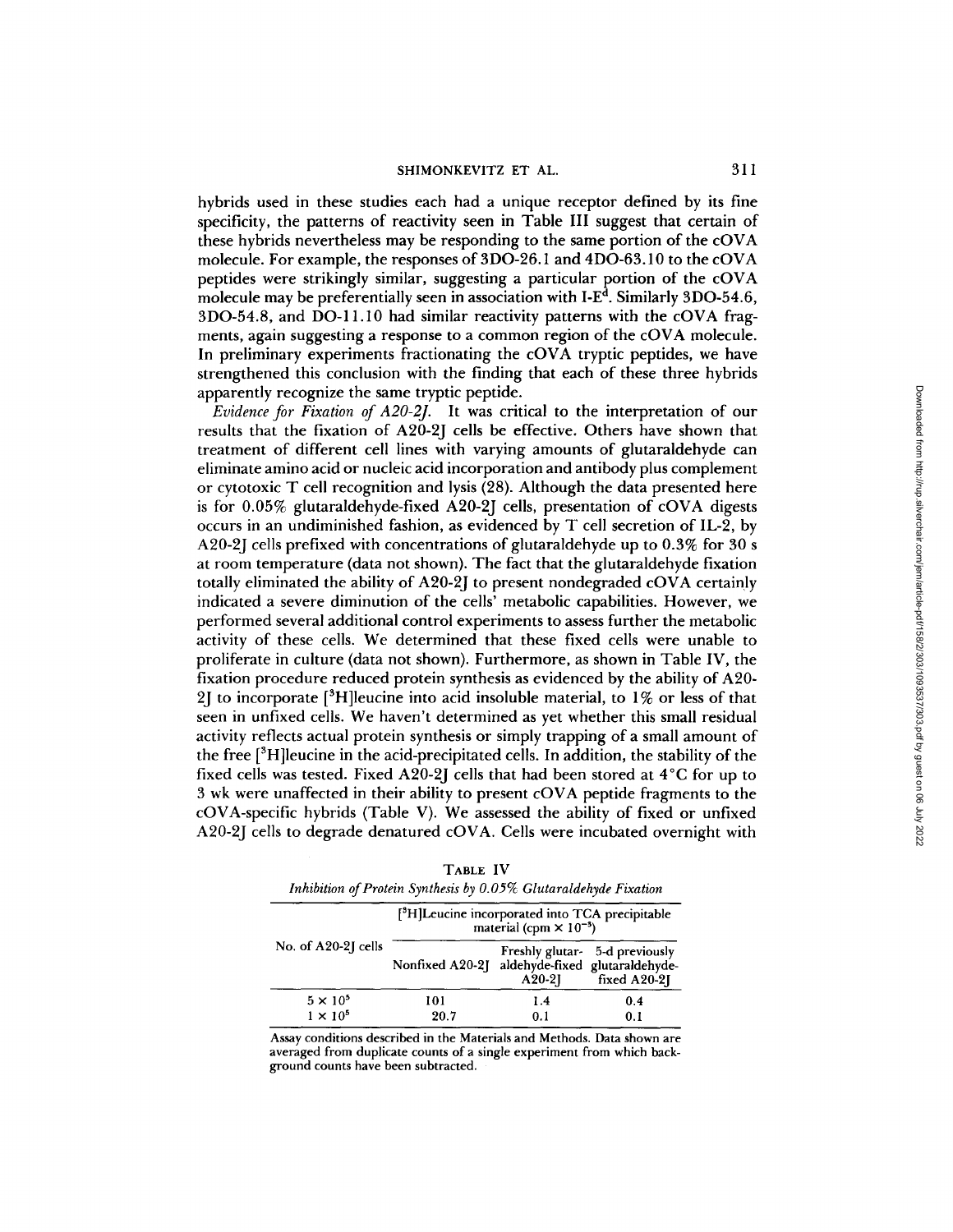hybrids used in these studies each had a unique receptor defined by its fine specificity, the patterns of reactivity seen in Table III suggest that certain of these hybrids nevertheless may be responding to the same portion of the cOVA molecule. For example, the responses of 3DO-26.1 and 4DO-63.10 to the cOVA peptides were strikingly similar, suggesting a particular portion of the cOVA molecule may be preferentially seen in association with I-E$^d$. Similarly 3DO-54.6, 3DO-54.8, and DO-11.10 had similar reactivity patterns with the cOVA fragments, again suggesting a response to a common region of the cOVA molecule. In preliminary experiments fractionating the cOVA tryptic peptides, we have strengthened this conclusion with the finding that each of these three hybrids apparently recognize the same tryptic peptide.

*Evidence for Fixation of A20-2J.* It was critical to the interpretation of our results that the fixation of A20-2J cells be effective. Others have shown that treatment of different cell lines with varying amounts of glutaraldehyde can eliminate amino acid or nucleic acid incorporation and antibody plus complement or cytotoxic T cell recognition and lysis (28). Although the data presented here is for 0.05% glutaraldehyde-fixed A20-2J cells, presentation of cOVA digests occurs in an undiminished fashion, as evidenced by T cell secretion of IL-2, by A20-2J cells prefixed with concentrations of glutaraldehyde up to 0.3% for 30 s at room temperature (data not shown). The fact that the glutaraldehyde fixation totally eliminated the ability of A20-2J to present nondegraded cOVA certainly indicated a severe diminution of the cells' metabolic capabilities. However, we performed several additional control experiments to assess further the metabolic activity of these cells. We determined that these fixed cells were unable to proliferate in culture (data not shown). Furthermore, as shown in Table IV, the fixation procedure reduced protein synthesis as evidenced by the ability of A20-2J to incorporate [$^3$H]leucine into acid insoluble material, to 1% or less of that seen in unfixed cells. We haven't determined as yet whether this small residual activity reflects actual protein synthesis or simply trapping of a small amount of the free [$^3$H]leucine in the acid-precipitated cells. In addition, the stability of the fixed cells was tested. Fixed A20-2J cells that had been stored at 4°C for up to 3 wk were unaffected in their ability to present cOVA peptide fragments to the cOVA-specific hybrids (Table V). We assessed the ability of fixed or unfixed A20-2J cells to degrade denatured cOVA. Cells were incubated overnight with

TABLE IV

*Inhibition of Protein Synthesis by 0.05% Glutaraldehyde Fixation*

| No. of A20-2J cells | [$^3$H]Leucine incorporated into TCA precipitable material (cpm × $10^{-3}$) | | |
|---|---|---|---|
| | Nonfixed A20-2J | Freshly glutaraldehyde-fixed A20-2J | 5-d previously glutaraldehyde-fixed A20-2J |
| $5 \times 10^5$ | 101 | 1.4 | 0.4 |
| $1 \times 10^5$ | 20.7 | 0.1 | 0.1 |

Assay conditions described in the Materials and Methods. Data shown are averaged from duplicate counts of a single experiment from which background counts have been subtracted.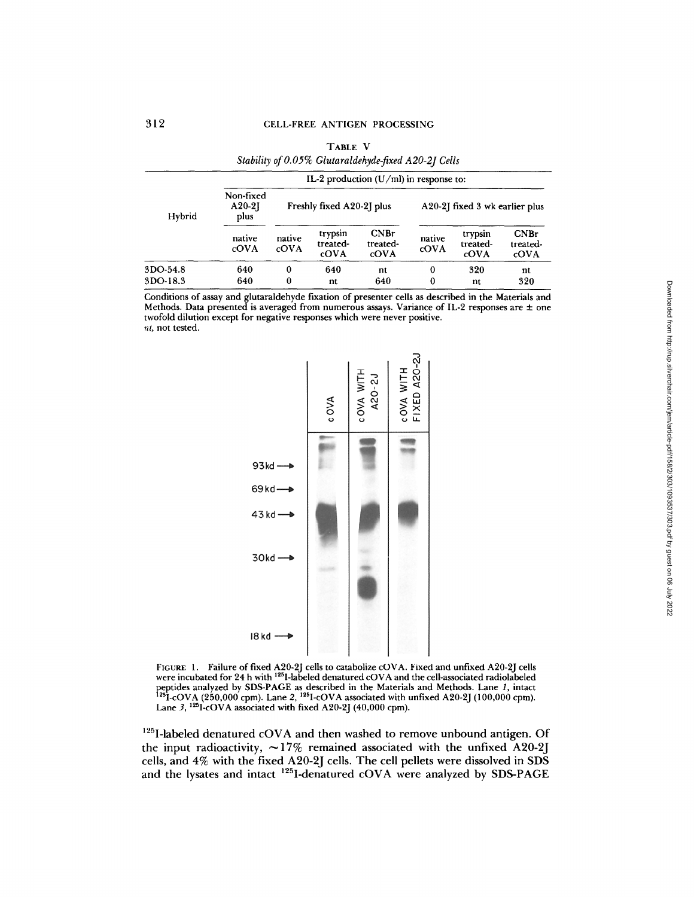TABLE V

*Stability of 0.05% Glutaraldehyde-fixed A20-2J Cells*

| Hybrid | IL-2 production (U/ml) in response to: | | | | | | |
|---|---|---|---|---|---|---|---|
| | Non-fixed A20-2J plus | Freshly fixed A20-2J plus | | | A20-2J fixed 3 wk earlier plus | | |
| | native cOVA | native cOVA | trypsin treated-cOVA | CNBr treated-cOVA | native cOVA | trypsin treated-cOVA | CNBr treated-cOVA |
| 3DO-54.8 | 640 | 0 | 640 | nt | 0 | 320 | nt |
| 3DO-18.3 | 640 | 0 | nt | 640 | 0 | nt | 320 |

Conditions of assay and glutaraldehyde fixation of presenter cells as described in the Materials and Methods. Data presented is averaged from numerous assays. Variance of IL-2 responses are ± one twofold dilution except for negative responses which were never positive.
*nt*, not tested.

FIGURE 1. Failure of fixed A20-2J cells to catabolize cOVA. Fixed and unfixed A20-2J cells were incubated for 24 h with [125]I-labeled denatured cOVA and the cell-associated radiolabeled peptides analyzed by SDS-PAGE as described in the Materials and Methods. Lane *1*, intact [125]I-cOVA (250,000 cpm). Lane *2*, [125]I-cOVA associated with unfixed A20-2J (100,000 cpm). Lane *3*, [125]I-cOVA associated with fixed A20-2J (40,000 cpm).

[125]I-labeled denatured cOVA and then washed to remove unbound antigen. Of the input radioactivity, ~17% remained associated with the unfixed A20-2J cells, and 4% with the fixed A20-2J cells. The cell pellets were dissolved in SDS and the lysates and intact [125]I-denatured cOVA were analyzed by SDS-PAGE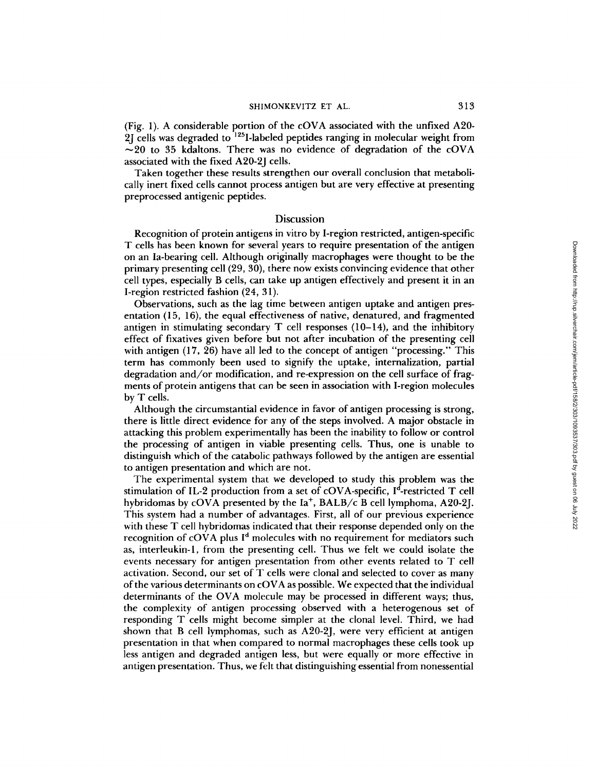(Fig. 1). A considerable portion of the cOVA associated with the unfixed A20-2J cells was degraded to $^{125}$I-labeled peptides ranging in molecular weight from ~20 to 35 kdaltons. There was no evidence of degradation of the cOVA associated with the fixed A20-2J cells.

Taken together these results strengthen our overall conclusion that metabolically inert fixed cells cannot process antigen but are very effective at presenting preprocessed antigenic peptides.

## Discussion

Recognition of protein antigens in vitro by I-region restricted, antigen-specific T cells has been known for several years to require presentation of the antigen on an Ia-bearing cell. Although originally macrophages were thought to be the primary presenting cell (29, 30), there now exists convincing evidence that other cell types, especially B cells, can take up antigen effectively and present it in an I-region restricted fashion (24, 31).

Observations, such as the lag time between antigen uptake and antigen presentation (15, 16), the equal effectiveness of native, denatured, and fragmented antigen in stimulating secondary T cell responses (10–14), and the inhibitory effect of fixatives given before but not after incubation of the presenting cell with antigen (17, 26) have all led to the concept of antigen "processing." This term has commonly been used to signify the uptake, internalization, partial degradation and/or modification, and re-expression on the cell surface of fragments of protein antigens that can be seen in association with I-region molecules by T cells.

Although the circumstantial evidence in favor of antigen processing is strong, there is little direct evidence for any of the steps involved. A major obstacle in attacking this problem experimentally has been the inability to follow or control the processing of antigen in viable presenting cells. Thus, one is unable to distinguish which of the catabolic pathways followed by the antigen are essential to antigen presentation and which are not.

The experimental system that we developed to study this problem was the stimulation of IL-2 production from a set of cOVA-specific, I$^{d}$-restricted T cell hybridomas by cOVA presented by the Ia$^{+}$, BALB/c B cell lymphoma, A20-2J. This system had a number of advantages. First, all of our previous experience with these T cell hybridomas indicated that their response depended only on the recognition of cOVA plus I$^{d}$ molecules with no requirement for mediators such as, interleukin-1, from the presenting cell. Thus we felt we could isolate the events necessary for antigen presentation from other events related to T cell activation. Second, our set of T cells were clonal and selected to cover as many of the various determinants on cOVA as possible. We expected that the individual determinants of the OVA molecule may be processed in different ways; thus, the complexity of antigen processing observed with a heterogenous set of responding T cells might become simpler at the clonal level. Third, we had shown that B cell lymphomas, such as A20-2J, were very efficient at antigen presentation in that when compared to normal macrophages these cells took up less antigen and degraded antigen less, but were equally or more effective in antigen presentation. Thus, we felt that distinguishing essential from nonessential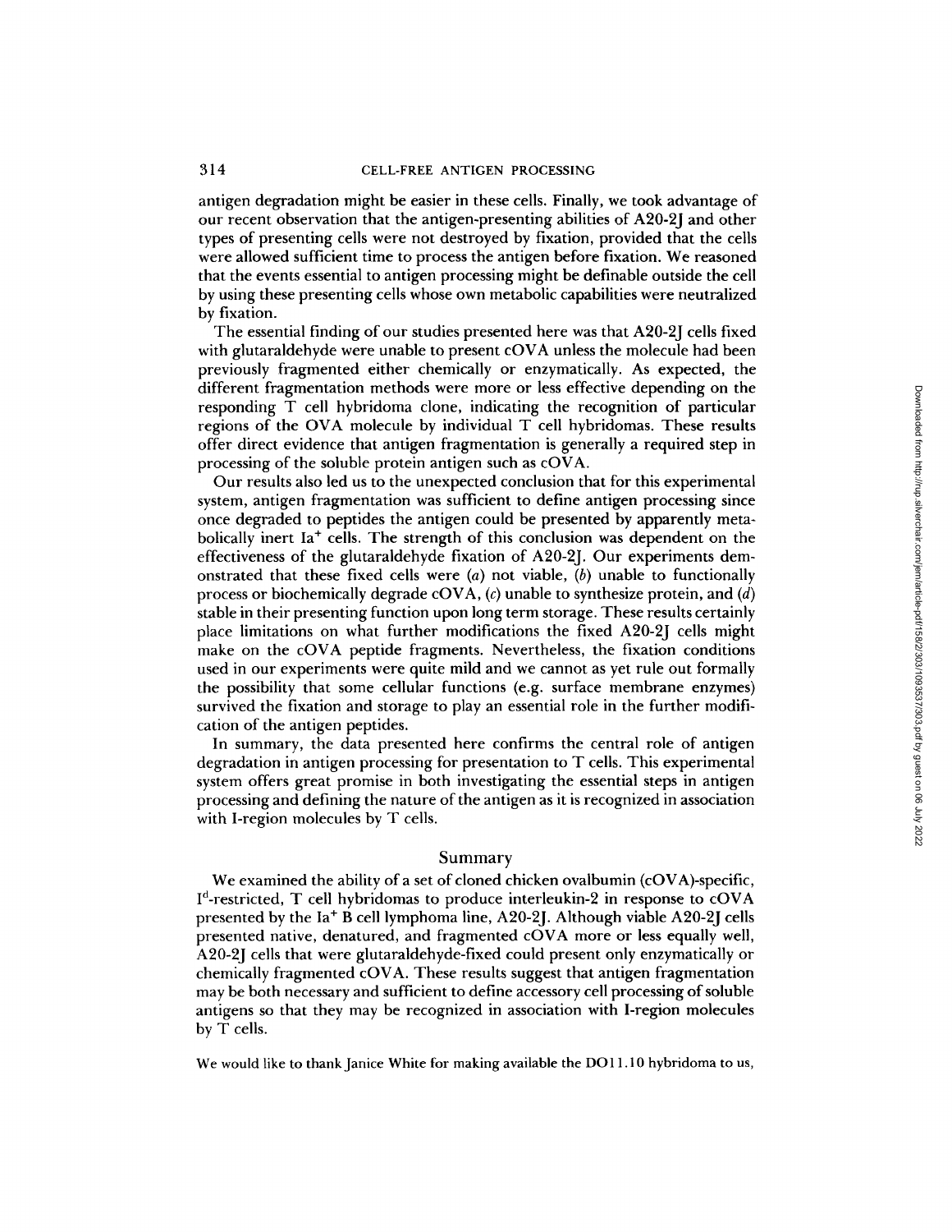antigen degradation might be easier in these cells. Finally, we took advantage of our recent observation that the antigen-presenting abilities of A20-2J and other types of presenting cells were not destroyed by fixation, provided that the cells were allowed sufficient time to process the antigen before fixation. We reasoned that the events essential to antigen processing might be definable outside the cell by using these presenting cells whose own metabolic capabilities were neutralized by fixation.

The essential finding of our studies presented here was that A20-2J cells fixed with glutaraldehyde were unable to present cOVA unless the molecule had been previously fragmented either chemically or enzymatically. As expected, the different fragmentation methods were more or less effective depending on the responding T cell hybridoma clone, indicating the recognition of particular regions of the OVA molecule by individual T cell hybridomas. These results offer direct evidence that antigen fragmentation is generally a required step in processing of the soluble protein antigen such as cOVA.

Our results also led us to the unexpected conclusion that for this experimental system, antigen fragmentation was sufficient to define antigen processing since once degraded to peptides the antigen could be presented by apparently metabolically inert $Ia^+$ cells. The strength of this conclusion was dependent on the effectiveness of the glutaraldehyde fixation of A20-2J. Our experiments demonstrated that these fixed cells were (*a*) not viable, (*b*) unable to functionally process or biochemically degrade cOVA, (*c*) unable to synthesize protein, and (*d*) stable in their presenting function upon long term storage. These results certainly place limitations on what further modifications the fixed A20-2J cells might make on the cOVA peptide fragments. Nevertheless, the fixation conditions used in our experiments were quite mild and we cannot as yet rule out formally the possibility that some cellular functions (e.g. surface membrane enzymes) survived the fixation and storage to play an essential role in the further modification of the antigen peptides.

In summary, the data presented here confirms the central role of antigen degradation in antigen processing for presentation to T cells. This experimental system offers great promise in both investigating the essential steps in antigen processing and defining the nature of the antigen as it is recognized in association with I-region molecules by T cells.

## Summary

We examined the ability of a set of cloned chicken ovalbumin (cOVA)-specific, $I^d$-restricted, T cell hybridomas to produce interleukin-2 in response to cOVA presented by the $Ia^+$ B cell lymphoma line, A20-2J. Although viable A20-2J cells presented native, denatured, and fragmented cOVA more or less equally well, A20-2J cells that were glutaraldehyde-fixed could present only enzymatically or chemically fragmented cOVA. These results suggest that antigen fragmentation may be both necessary and sufficient to define accessory cell processing of soluble antigens so that they may be recognized in association with I-region molecules by T cells.

We would like to thank Janice White for making available the DO11.10 hybridoma to us,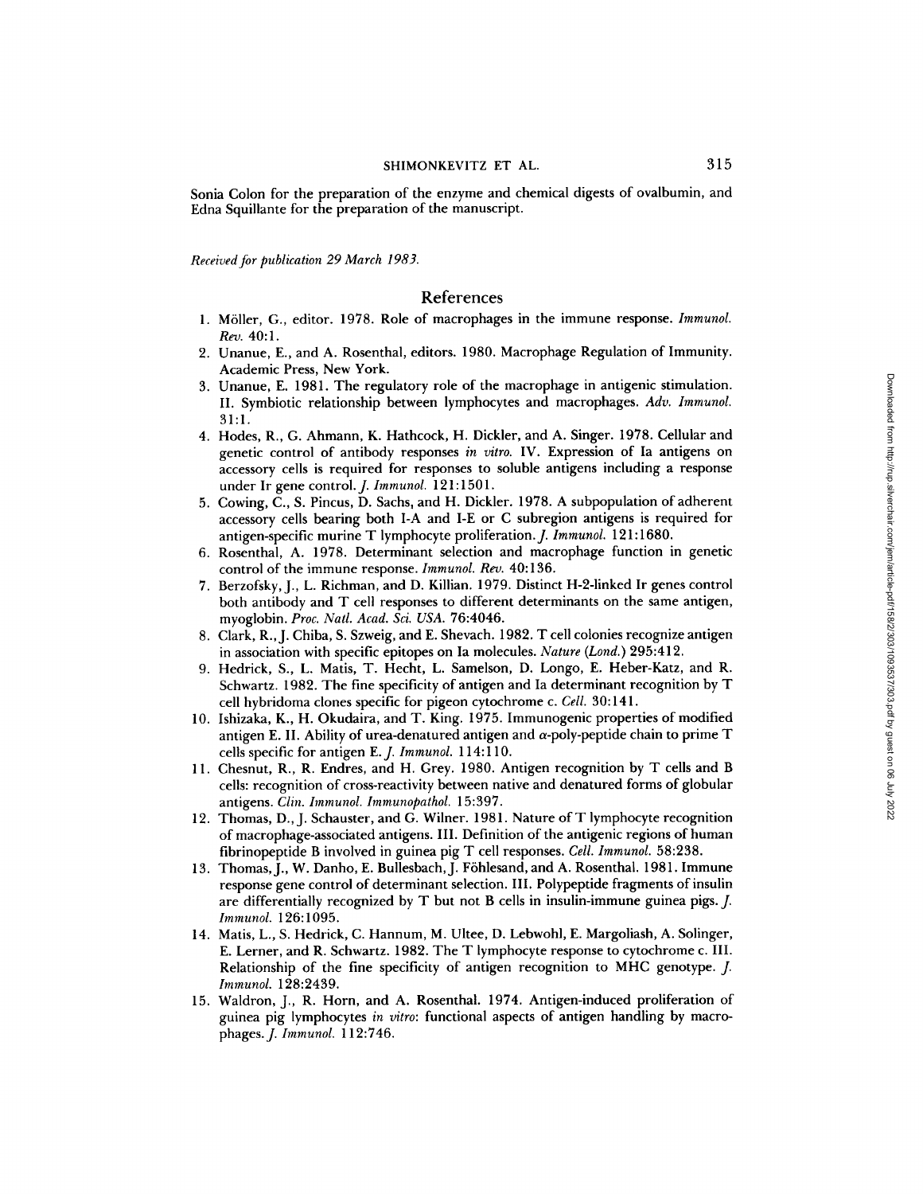Sonia Colon for the preparation of the enzyme and chemical digests of ovalbumin, and Edna Squillante for the preparation of the manuscript.

*Received for publication 29 March 1983.*

## References

1. Möller, G., editor. 1978. Role of macrophages in the immune response. *Immunol. Rev.* 40:1.
2. Unanue, E., and A. Rosenthal, editors. 1980. Macrophage Regulation of Immunity. Academic Press, New York.
3. Unanue, E. 1981. The regulatory role of the macrophage in antigenic stimulation. II. Symbiotic relationship between lymphocytes and macrophages. *Adv. Immunol.* 31:1.
4. Hodes, R., G. Ahmann, K. Hathcock, H. Dickler, and A. Singer. 1978. Cellular and genetic control of antibody responses *in vitro*. IV. Expression of Ia antigens on accessory cells is required for responses to soluble antigens including a response under Ir gene control. *J. Immunol.* 121:1501.
5. Cowing, C., S. Pincus, D. Sachs, and H. Dickler. 1978. A subpopulation of adherent accessory cells bearing both I-A and I-E or C subregion antigens is required for antigen-specific murine T lymphocyte proliferation. *J. Immunol.* 121:1680.
6. Rosenthal, A. 1978. Determinant selection and macrophage function in genetic control of the immune response. *Immunol. Rev.* 40:136.
7. Berzofsky, J., L. Richman, and D. Killian. 1979. Distinct H-2-linked Ir genes control both antibody and T cell responses to different determinants on the same antigen, myoglobin. *Proc. Natl. Acad. Sci. USA.* 76:4046.
8. Clark, R., J. Chiba, S. Szweig, and E. Shevach. 1982. T cell colonies recognize antigen in association with specific epitopes on Ia molecules. *Nature (Lond.)* 295:412.
9. Hedrick, S., L. Matis, T. Hecht, L. Samelson, D. Longo, E. Heber-Katz, and R. Schwartz. 1982. The fine specificity of antigen and Ia determinant recognition by T cell hybridoma clones specific for pigeon cytochrome c. *Cell.* 30:141.
10. Ishizaka, K., H. Okudaira, and T. King. 1975. Immunogenic properties of modified antigen E. II. Ability of urea-denatured antigen and $\alpha$-poly-peptide chain to prime T cells specific for antigen E. *J. Immunol.* 114:110.
11. Chesnut, R., R. Endres, and H. Grey. 1980. Antigen recognition by T cells and B cells: recognition of cross-reactivity between native and denatured forms of globular antigens. *Clin. Immunol. Immunopathol.* 15:397.
12. Thomas, D., J. Schauster, and G. Wilner. 1981. Nature of T lymphocyte recognition of macrophage-associated antigens. III. Definition of the antigenic regions of human fibrinopeptide B involved in guinea pig T cell responses. *Cell. Immunol.* 58:238.
13. Thomas, J., W. Danho, E. Bullesbach, J. Föhlesand, and A. Rosenthal. 1981. Immune response gene control of determinant selection. III. Polypeptide fragments of insulin are differentially recognized by T but not B cells in insulin-immune guinea pigs. *J. Immunol.* 126:1095.
14. Matis, L., S. Hedrick, C. Hannum, M. Ultee, D. Lebwohl, E. Margoliash, A. Solinger, E. Lerner, and R. Schwartz. 1982. The T lymphocyte response to cytochrome c. III. Relationship of the fine specificity of antigen recognition to MHC genotype. *J. Immunol.* 128:2439.
15. Waldron, J., R. Horn, and A. Rosenthal. 1974. Antigen-induced proliferation of guinea pig lymphocytes *in vitro*: functional aspects of antigen handling by macrophages. *J. Immunol.* 112:746.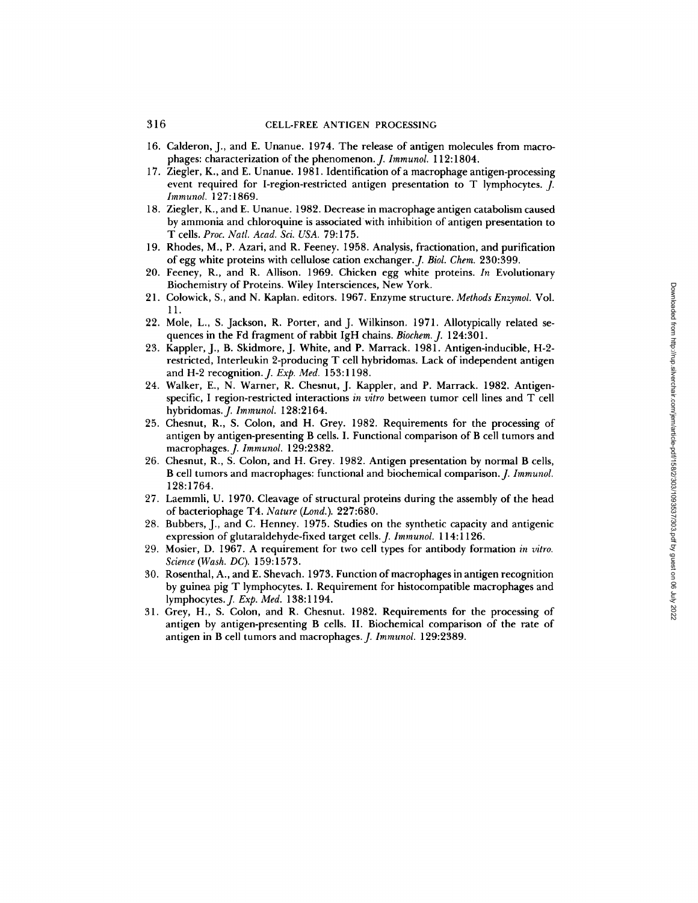16. Calderon, J., and E. Unanue. 1974. The release of antigen molecules from macrophages: characterization of the phenomenon. *J. Immunol.* 112:1804.
17. Ziegler, K., and E. Unanue. 1981. Identification of a macrophage antigen-processing event required for I-region-restricted antigen presentation to T lymphocytes. *J. Immunol.* 127:1869.
18. Ziegler, K., and E. Unanue. 1982. Decrease in macrophage antigen catabolism caused by ammonia and chloroquine is associated with inhibition of antigen presentation to T cells. *Proc. Natl. Acad. Sci. USA.* 79:175.
19. Rhodes, M., P. Azari, and R. Feeney. 1958. Analysis, fractionation, and purification of egg white proteins with cellulose cation exchanger. *J. Biol. Chem.* 230:399.
20. Feeney, R., and R. Allison. 1969. Chicken egg white proteins. *In* Evolutionary Biochemistry of Proteins. Wiley Intersciences, New York.
21. Colowick, S., and N. Kaplan. editors. 1967. Enzyme structure. *Methods Enzymol.* Vol. 11.
22. Mole, L., S. Jackson, R. Porter, and J. Wilkinson. 1971. Allotypically related sequences in the Fd fragment of rabbit IgH chains. *Biochem. J.* 124:301.
23. Kappler, J., B. Skidmore, J. White, and P. Marrack. 1981. Antigen-inducible, H-2-restricted, Interleukin 2-producing T cell hybridomas. Lack of independent antigen and H-2 recognition. *J. Exp. Med.* 153:1198.
24. Walker, E., N. Warner, R. Chesnut, J. Kappler, and P. Marrack. 1982. Antigen-specific, I region-restricted interactions *in vitro* between tumor cell lines and T cell hybridomas. *J. Immunol.* 128:2164.
25. Chesnut, R., S. Colon, and H. Grey. 1982. Requirements for the processing of antigen by antigen-presenting B cells. I. Functional comparison of B cell tumors and macrophages. *J. Immunol.* 129:2382.
26. Chesnut, R., S. Colon, and H. Grey. 1982. Antigen presentation by normal B cells, B cell tumors and macrophages: functional and biochemical comparison. *J. Immunol.* 128:1764.
27. Laemmli, U. 1970. Cleavage of structural proteins during the assembly of the head of bacteriophage T4. *Nature (Lond.).* 227:680.
28. Bubbers, J., and C. Henney. 1975. Studies on the synthetic capacity and antigenic expression of glutaraldehyde-fixed target cells. *J. Immunol.* 114:1126.
29. Mosier, D. 1967. A requirement for two cell types for antibody formation *in vitro*. *Science (Wash. DC).* 159:1573.
30. Rosenthal, A., and E. Shevach. 1973. Function of macrophages in antigen recognition by guinea pig T lymphocytes. I. Requirement for histocompatible macrophages and lymphocytes. *J. Exp. Med.* 138:1194.
31. Grey, H., S. Colon, and R. Chesnut. 1982. Requirements for the processing of antigen by antigen-presenting B cells. II. Biochemical comparison of the rate of antigen in B cell tumors and macrophages. *J. Immunol.* 129:2389.